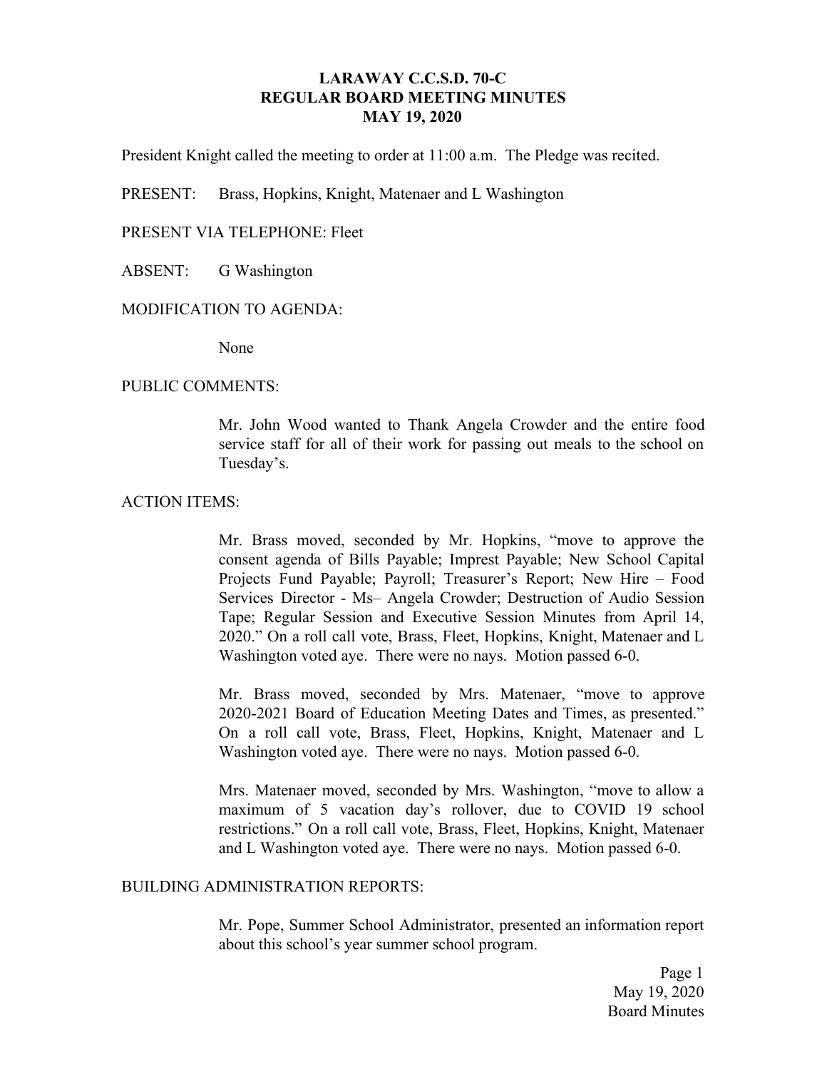# LARAWAY C.C.S.D. 70-C
# REGULAR BOARD MEETING MINUTES
# MAY 19, 2020

President Knight called the meeting to order at 11:00 a.m. The Pledge was recited.

PRESENT: Brass, Hopkins, Knight, Matenaer and L Washington

PRESENT VIA TELEPHONE: Fleet

ABSENT: G Washington

MODIFICATION TO AGENDA:

None

PUBLIC COMMENTS:

Mr. John Wood wanted to Thank Angela Crowder and the entire food service staff for all of their work for passing out meals to the school on Tuesday's.

ACTION ITEMS:

Mr. Brass moved, seconded by Mr. Hopkins, "move to approve the consent agenda of Bills Payable; Imprest Payable; New School Capital Projects Fund Payable; Payroll; Treasurer's Report; New Hire – Food Services Director - Ms– Angela Crowder; Destruction of Audio Session Tape; Regular Session and Executive Session Minutes from April 14, 2020." On a roll call vote, Brass, Fleet, Hopkins, Knight, Matenaer and L Washington voted aye. There were no nays. Motion passed 6-0.

Mr. Brass moved, seconded by Mrs. Matenaer, "move to approve 2020-2021 Board of Education Meeting Dates and Times, as presented." On a roll call vote, Brass, Fleet, Hopkins, Knight, Matenaer and L Washington voted aye. There were no nays. Motion passed 6-0.

Mrs. Matenaer moved, seconded by Mrs. Washington, "move to allow a maximum of 5 vacation day's rollover, due to COVID 19 school restrictions." On a roll call vote, Brass, Fleet, Hopkins, Knight, Matenaer and L Washington voted aye. There were no nays. Motion passed 6-0.

BUILDING ADMINISTRATION REPORTS:

Mr. Pope, Summer School Administrator, presented an information report about this school's year summer school program.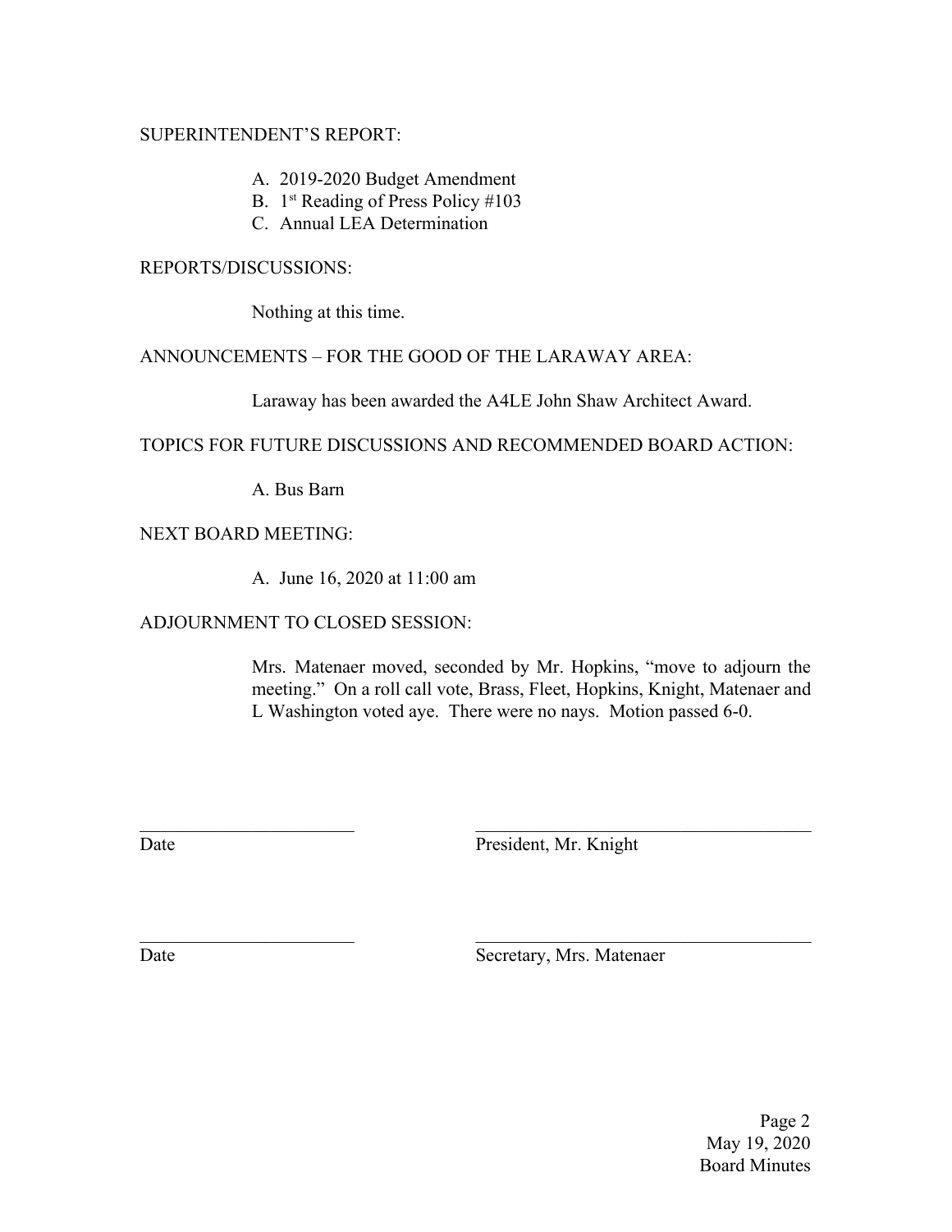SUPERINTENDENT'S REPORT:

A. 2019-2020 Budget Amendment
B. 1st Reading of Press Policy #103
C. Annual LEA Determination

REPORTS/DISCUSSIONS:

Nothing at this time.

ANNOUNCEMENTS – FOR THE GOOD OF THE LARAWAY AREA:

Laraway has been awarded the A4LE John Shaw Architect Award.

TOPICS FOR FUTURE DISCUSSIONS AND RECOMMENDED BOARD ACTION:

A. Bus Barn

NEXT BOARD MEETING:

A. June 16, 2020 at 11:00 am

ADJOURNMENT TO CLOSED SESSION:

Mrs. Matenaer moved, seconded by Mr. Hopkins, "move to adjourn the meeting." On a roll call vote, Brass, Fleet, Hopkins, Knight, Matenaer and L Washington voted aye. There were no nays. Motion passed 6-0.

\_\_\_\_\_\_\_\_\_\_\_\_\_\_\_\_\_\_\_\_\_\_\_ \_\_\_\_\_\_\_\_\_\_\_\_\_\_\_\_\_\_\_\_\_\_\_\_\_\_\_\_\_\_\_\_\_\_\_\_

Date President, Mr. Knight

\_\_\_\_\_\_\_\_\_\_\_\_\_\_\_\_\_\_\_\_\_\_\_ \_\_\_\_\_\_\_\_\_\_\_\_\_\_\_\_\_\_\_\_\_\_\_\_\_\_\_\_\_\_\_\_\_\_\_\_

Date Secretary, Mrs. Matenaer